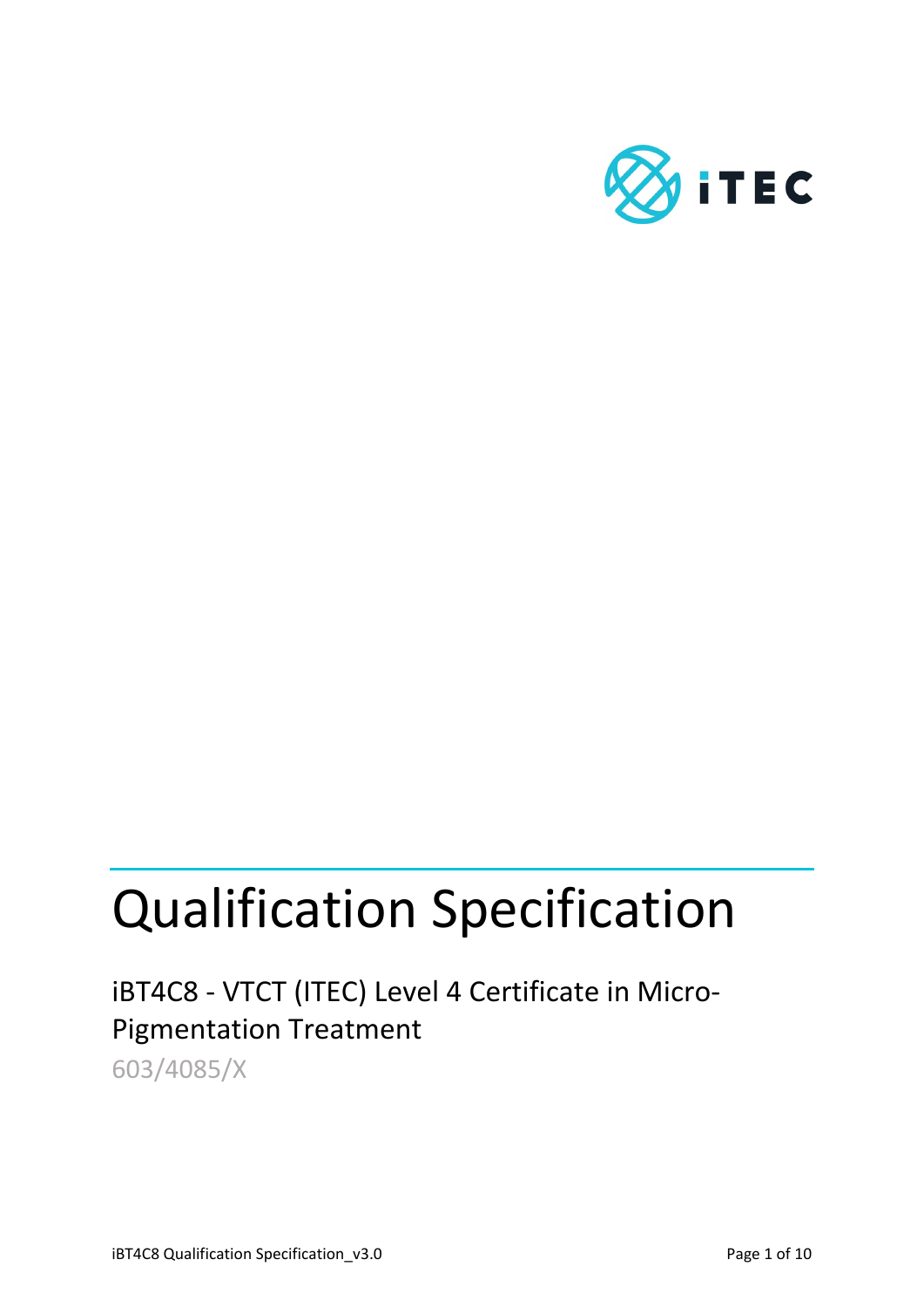# Qualification Specification

## iBT4C8 - VTCT (ITEC) Level 4 Certificate in Micro-Pigmentation Treatment

603/4085/X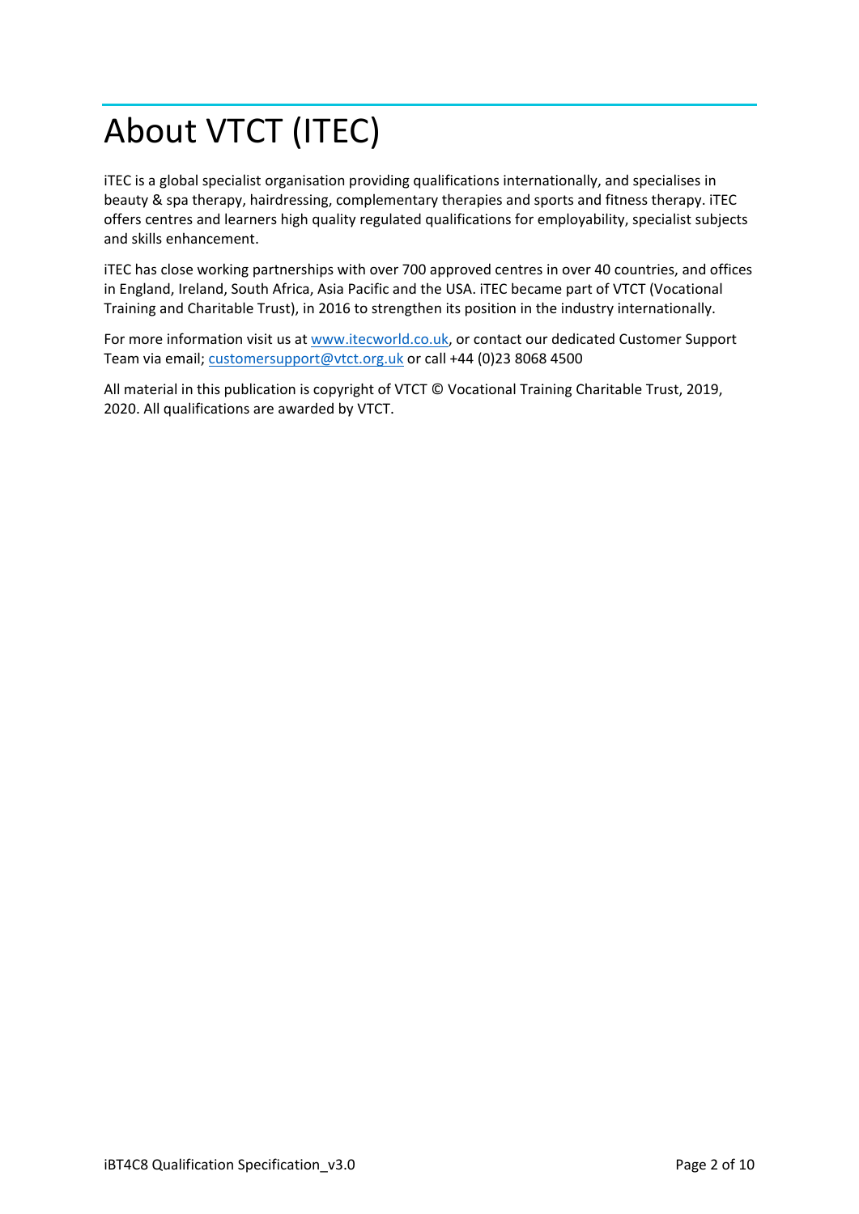# About VTCT (ITEC)

iTEC is a global specialist organisation providing qualifications internationally, and specialises in beauty & spa therapy, hairdressing, complementary therapies and sports and fitness therapy. iTEC offers centres and learners high quality regulated qualifications for employability, specialist subjects and skills enhancement.

iTEC has close working partnerships with over 700 approved centres in over 40 countries, and offices in England, Ireland, South Africa, Asia Pacific and the USA. iTEC became part of VTCT (Vocational Training and Charitable Trust), in 2016 to strengthen its position in the industry internationally.

For more information visit us at [www.itecworld.co.uk](www.itecworld.co.uk), or contact our dedicated Customer Support Team via email; [customersupport@vtct.org.uk](mailto:customersupport@vtct.org.uk) or call +44 (0)23 8068 4500

All material in this publication is copyright of VTCT © Vocational Training Charitable Trust, 2019, 2020. All qualifications are awarded by VTCT.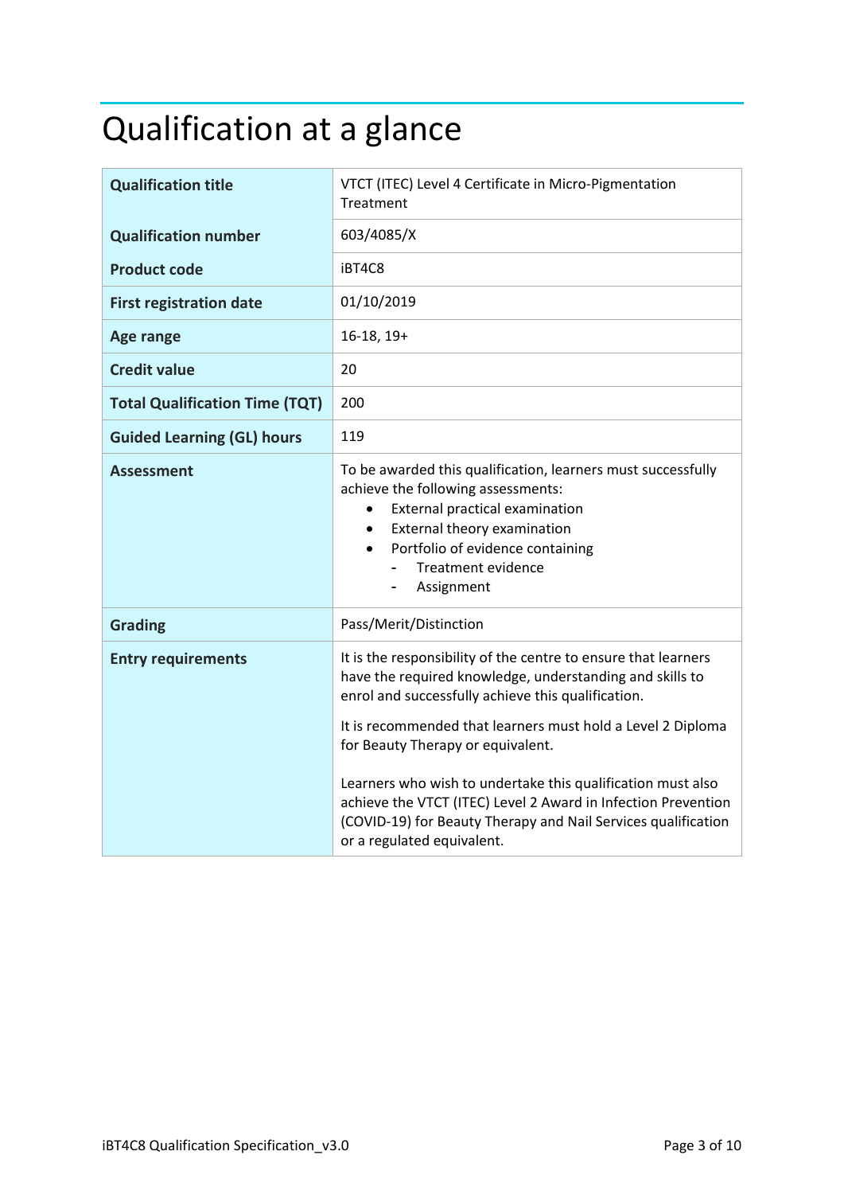# Qualification at a glance

| **Qualification title** | VTCT (ITEC) Level 4 Certificate in Micro-Pigmentation Treatment |
|---|---|
| **Qualification number** | 603/4085/X |
| **Product code** | iBT4C8 |
| **First registration date** | 01/10/2019 |
| **Age range** | 16-18, 19+ |
| **Credit value** | 20 |
| **Total Qualification Time (TQT)** | 200 |
| **Guided Learning (GL) hours** | 119 |
| **Assessment** | To be awarded this qualification, learners must successfully achieve the following assessments:<br>• External practical examination<br>• External theory examination<br>• Portfolio of evidence containing<br>  - Treatment evidence<br>  - Assignment |
| **Grading** | Pass/Merit/Distinction |
| **Entry requirements** | It is the responsibility of the centre to ensure that learners have the required knowledge, understanding and skills to enrol and successfully achieve this qualification.<br><br>It is recommended that learners must hold a Level 2 Diploma for Beauty Therapy or equivalent.<br><br>Learners who wish to undertake this qualification must also achieve the VTCT (ITEC) Level 2 Award in Infection Prevention (COVID-19) for Beauty Therapy and Nail Services qualification or a regulated equivalent. |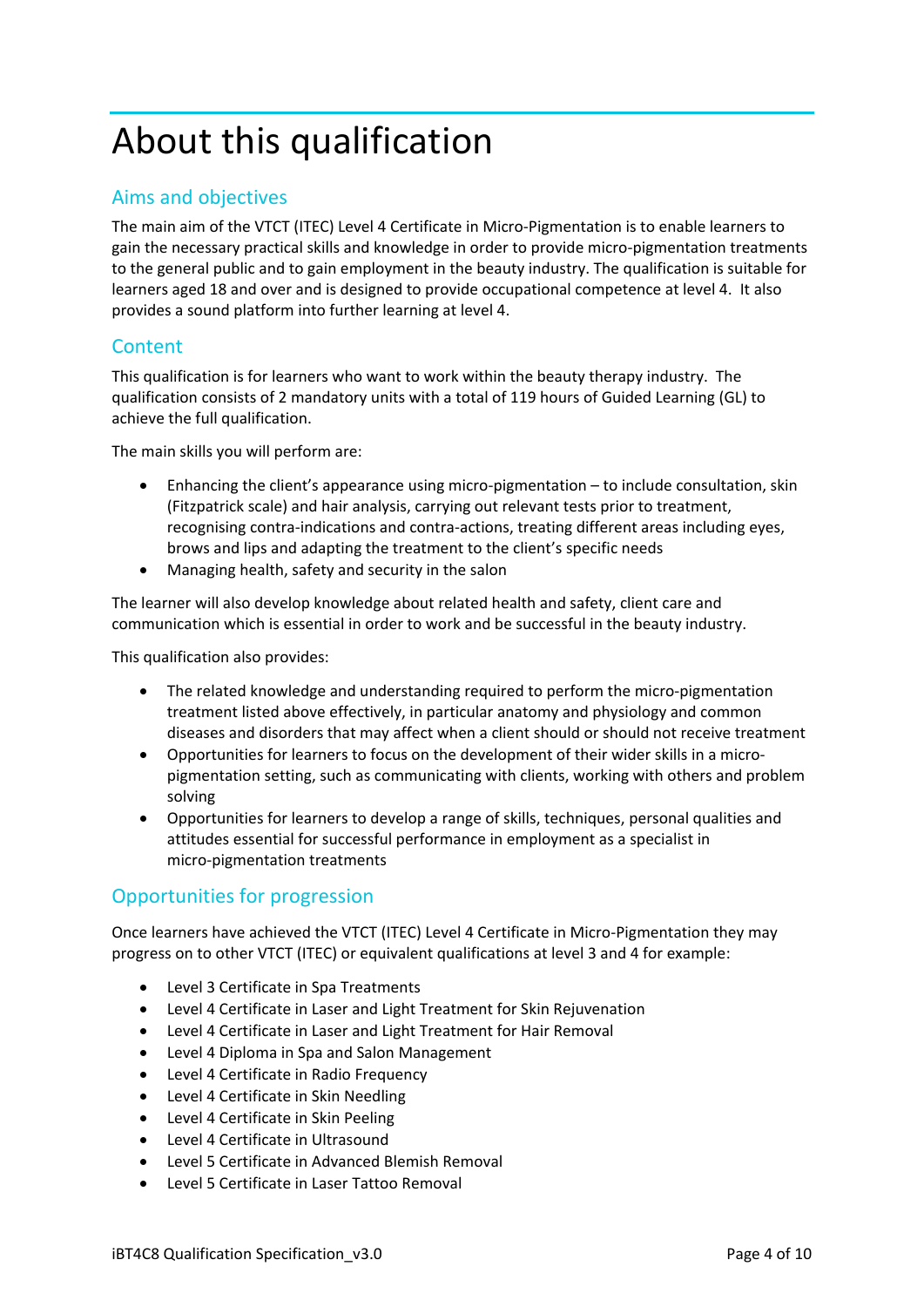# About this qualification

## Aims and objectives

The main aim of the VTCT (ITEC) Level 4 Certificate in Micro-Pigmentation is to enable learners to gain the necessary practical skills and knowledge in order to provide micro-pigmentation treatments to the general public and to gain employment in the beauty industry. The qualification is suitable for learners aged 18 and over and is designed to provide occupational competence at level 4. It also provides a sound platform into further learning at level 4.

## Content

This qualification is for learners who want to work within the beauty therapy industry. The qualification consists of 2 mandatory units with a total of 119 hours of Guided Learning (GL) to achieve the full qualification.

The main skills you will perform are:

- Enhancing the client's appearance using micro-pigmentation – to include consultation, skin (Fitzpatrick scale) and hair analysis, carrying out relevant tests prior to treatment, recognising contra-indications and contra-actions, treating different areas including eyes, brows and lips and adapting the treatment to the client's specific needs
- Managing health, safety and security in the salon

The learner will also develop knowledge about related health and safety, client care and communication which is essential in order to work and be successful in the beauty industry.

This qualification also provides:

- The related knowledge and understanding required to perform the micro-pigmentation treatment listed above effectively, in particular anatomy and physiology and common diseases and disorders that may affect when a client should or should not receive treatment
- Opportunities for learners to focus on the development of their wider skills in a micro-pigmentation setting, such as communicating with clients, working with others and problem solving
- Opportunities for learners to develop a range of skills, techniques, personal qualities and attitudes essential for successful performance in employment as a specialist in micro-pigmentation treatments

## Opportunities for progression

Once learners have achieved the VTCT (ITEC) Level 4 Certificate in Micro-Pigmentation they may progress on to other VTCT (ITEC) or equivalent qualifications at level 3 and 4 for example:

- Level 3 Certificate in Spa Treatments
- Level 4 Certificate in Laser and Light Treatment for Skin Rejuvenation
- Level 4 Certificate in Laser and Light Treatment for Hair Removal
- Level 4 Diploma in Spa and Salon Management
- Level 4 Certificate in Radio Frequency
- Level 4 Certificate in Skin Needling
- Level 4 Certificate in Skin Peeling
- Level 4 Certificate in Ultrasound
- Level 5 Certificate in Advanced Blemish Removal
- Level 5 Certificate in Laser Tattoo Removal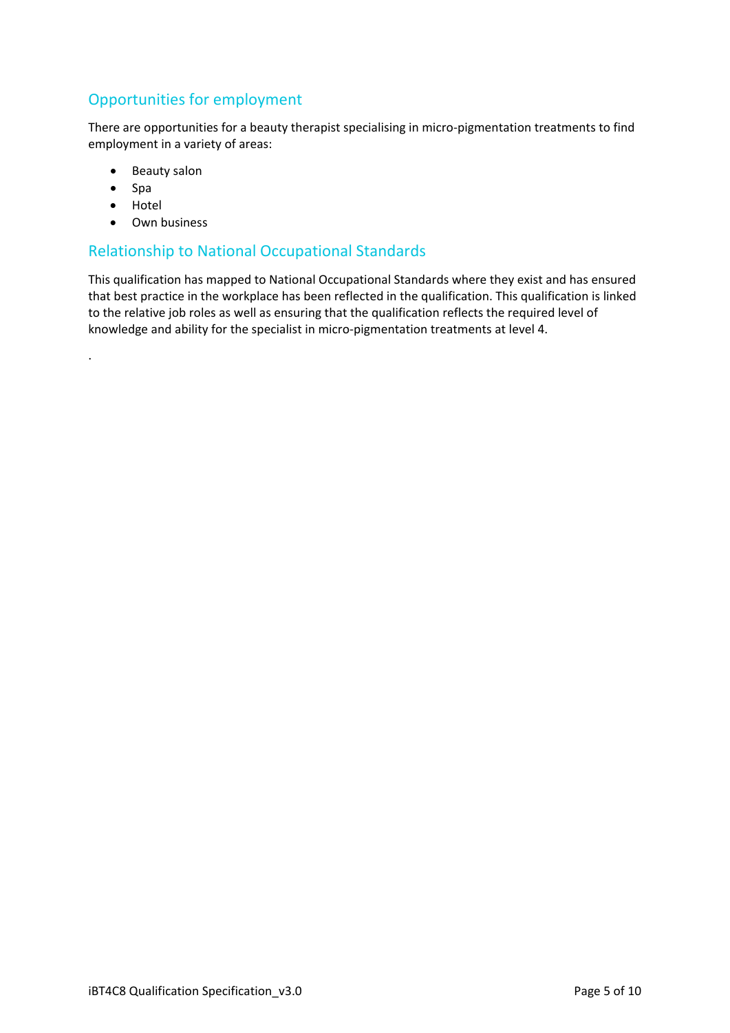## Opportunities for employment

There are opportunities for a beauty therapist specialising in micro-pigmentation treatments to find employment in a variety of areas:

- Beauty salon
- Spa
- Hotel
- Own business

## Relationship to National Occupational Standards

This qualification has mapped to National Occupational Standards where they exist and has ensured that best practice in the workplace has been reflected in the qualification. This qualification is linked to the relative job roles as well as ensuring that the qualification reflects the required level of knowledge and ability for the specialist in micro-pigmentation treatments at level 4.

.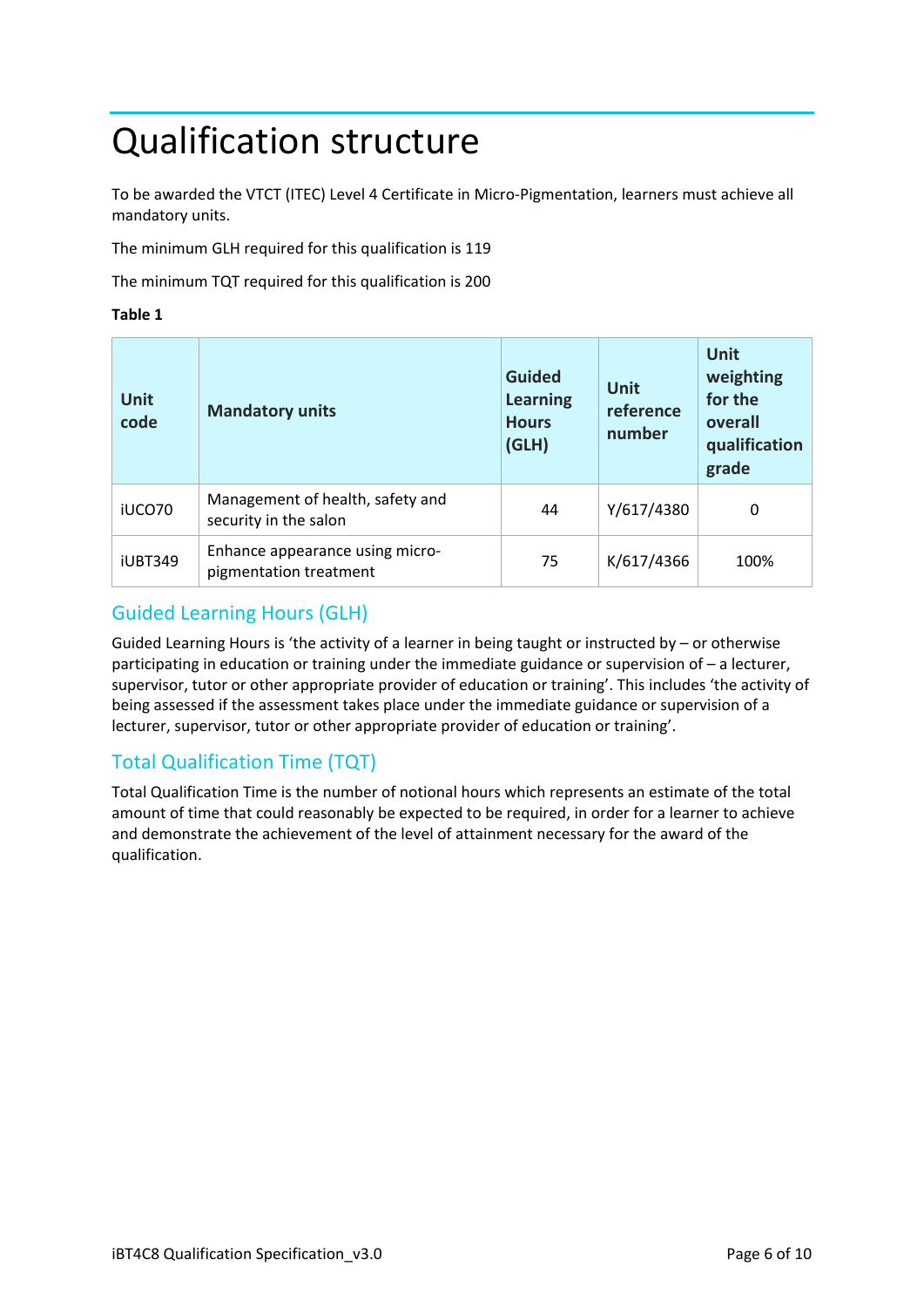# Qualification structure

To be awarded the VTCT (ITEC) Level 4 Certificate in Micro-Pigmentation, learners must achieve all mandatory units.

The minimum GLH required for this qualification is 119

The minimum TQT required for this qualification is 200

**Table 1**

| Unit code | Mandatory units | Guided Learning Hours (GLH) | Unit reference number | Unit weighting for the overall qualification grade |
|---|---|---|---|---|
| iUCO70 | Management of health, safety and security in the salon | 44 | Y/617/4380 | 0 |
| iUBT349 | Enhance appearance using micro-pigmentation treatment | 75 | K/617/4366 | 100% |

## Guided Learning Hours (GLH)

Guided Learning Hours is 'the activity of a learner in being taught or instructed by – or otherwise participating in education or training under the immediate guidance or supervision of – a lecturer, supervisor, tutor or other appropriate provider of education or training'. This includes 'the activity of being assessed if the assessment takes place under the immediate guidance or supervision of a lecturer, supervisor, tutor or other appropriate provider of education or training'.

## Total Qualification Time (TQT)

Total Qualification Time is the number of notional hours which represents an estimate of the total amount of time that could reasonably be expected to be required, in order for a learner to achieve and demonstrate the achievement of the level of attainment necessary for the award of the qualification.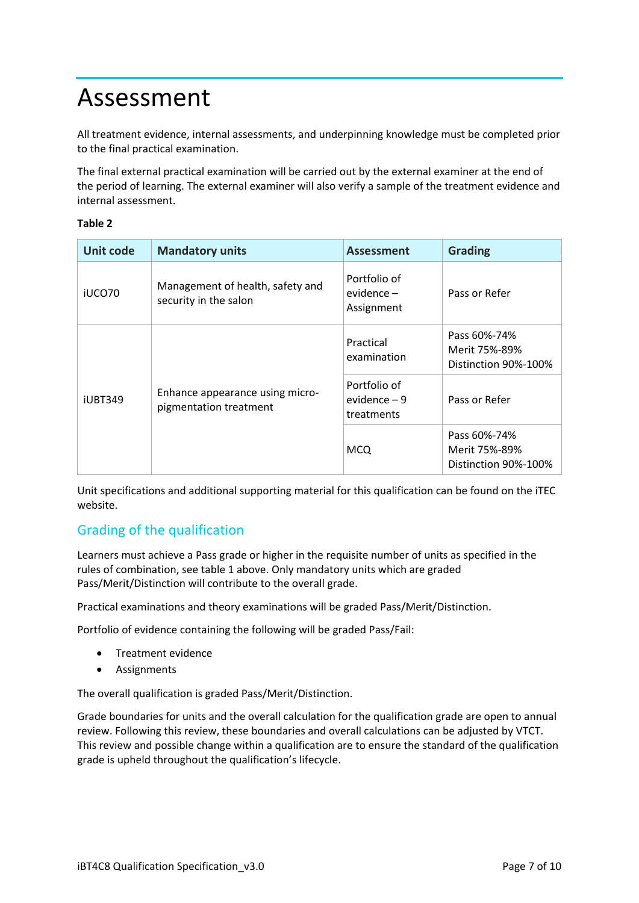# Assessment

All treatment evidence, internal assessments, and underpinning knowledge must be completed prior to the final practical examination.

The final external practical examination will be carried out by the external examiner at the end of the period of learning. The external examiner will also verify a sample of the treatment evidence and internal assessment.

**Table 2**

| Unit code | Mandatory units | Assessment | Grading |
|---|---|---|---|
| iUCO70 | Management of health, safety and security in the salon | Portfolio of evidence – Assignment | Pass or Refer |
| iUBT349 | Enhance appearance using micro-pigmentation treatment | Practical examination | Pass 60%-74%<br>Merit 75%-89%<br>Distinction 90%-100% |
| | | Portfolio of evidence – 9 treatments | Pass or Refer |
| | | MCQ | Pass 60%-74%<br>Merit 75%-89%<br>Distinction 90%-100% |

Unit specifications and additional supporting material for this qualification can be found on the iTEC website.

## Grading of the qualification

Learners must achieve a Pass grade or higher in the requisite number of units as specified in the rules of combination, see table 1 above. Only mandatory units which are graded Pass/Merit/Distinction will contribute to the overall grade.

Practical examinations and theory examinations will be graded Pass/Merit/Distinction.

Portfolio of evidence containing the following will be graded Pass/Fail:

- Treatment evidence
- Assignments

The overall qualification is graded Pass/Merit/Distinction.

Grade boundaries for units and the overall calculation for the qualification grade are open to annual review. Following this review, these boundaries and overall calculations can be adjusted by VTCT. This review and possible change within a qualification are to ensure the standard of the qualification grade is upheld throughout the qualification's lifecycle.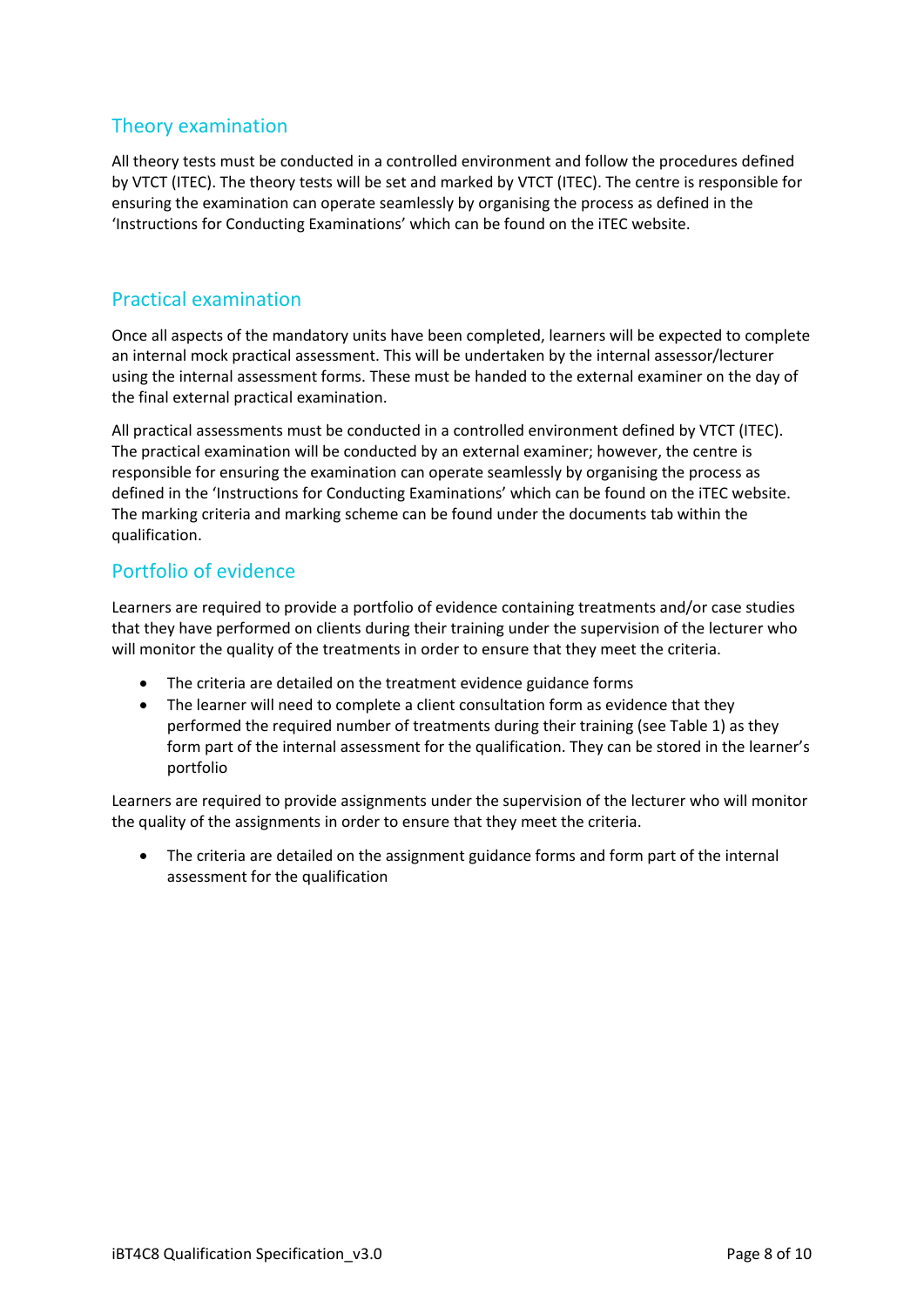## Theory examination

All theory tests must be conducted in a controlled environment and follow the procedures defined by VTCT (ITEC). The theory tests will be set and marked by VTCT (ITEC). The centre is responsible for ensuring the examination can operate seamlessly by organising the process as defined in the 'Instructions for Conducting Examinations' which can be found on the iTEC website.

## Practical examination

Once all aspects of the mandatory units have been completed, learners will be expected to complete an internal mock practical assessment. This will be undertaken by the internal assessor/lecturer using the internal assessment forms. These must be handed to the external examiner on the day of the final external practical examination.

All practical assessments must be conducted in a controlled environment defined by VTCT (ITEC). The practical examination will be conducted by an external examiner; however, the centre is responsible for ensuring the examination can operate seamlessly by organising the process as defined in the 'Instructions for Conducting Examinations' which can be found on the iTEC website. The marking criteria and marking scheme can be found under the documents tab within the qualification.

## Portfolio of evidence

Learners are required to provide a portfolio of evidence containing treatments and/or case studies that they have performed on clients during their training under the supervision of the lecturer who will monitor the quality of the treatments in order to ensure that they meet the criteria.

- The criteria are detailed on the treatment evidence guidance forms
- The learner will need to complete a client consultation form as evidence that they performed the required number of treatments during their training (see Table 1) as they form part of the internal assessment for the qualification. They can be stored in the learner's portfolio

Learners are required to provide assignments under the supervision of the lecturer who will monitor the quality of the assignments in order to ensure that they meet the criteria.

- The criteria are detailed on the assignment guidance forms and form part of the internal assessment for the qualification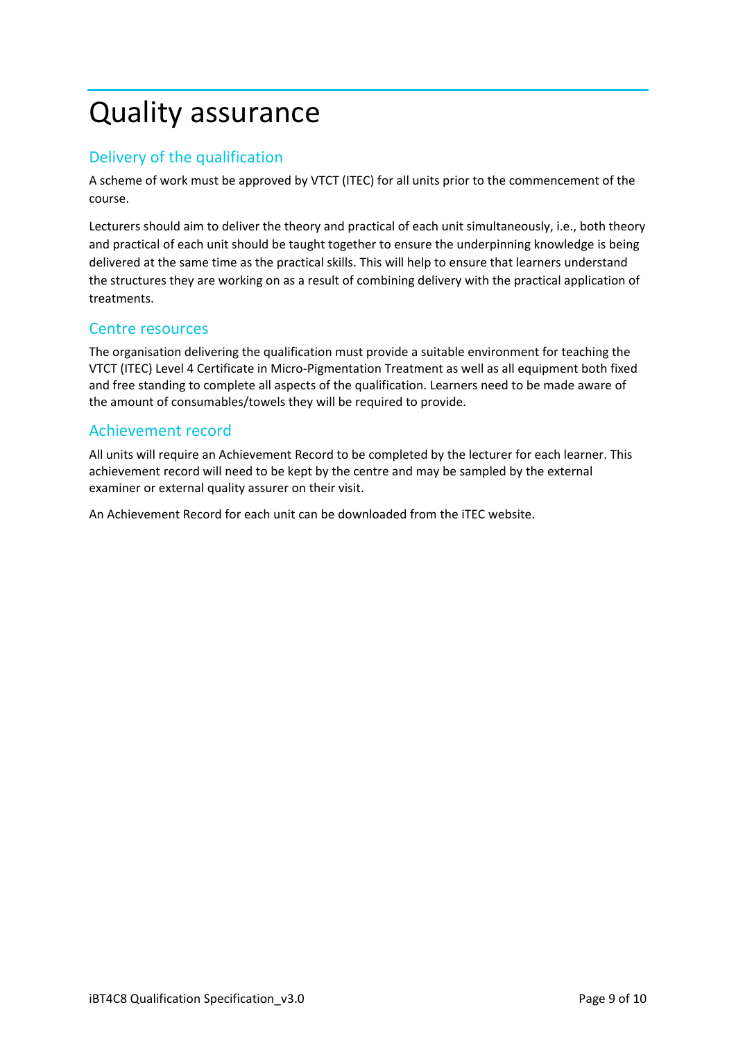# Quality assurance

## Delivery of the qualification

A scheme of work must be approved by VTCT (ITEC) for all units prior to the commencement of the course.

Lecturers should aim to deliver the theory and practical of each unit simultaneously, i.e., both theory and practical of each unit should be taught together to ensure the underpinning knowledge is being delivered at the same time as the practical skills. This will help to ensure that learners understand the structures they are working on as a result of combining delivery with the practical application of treatments.

## Centre resources

The organisation delivering the qualification must provide a suitable environment for teaching the VTCT (ITEC) Level 4 Certificate in Micro-Pigmentation Treatment as well as all equipment both fixed and free standing to complete all aspects of the qualification. Learners need to be made aware of the amount of consumables/towels they will be required to provide.

## Achievement record

All units will require an Achievement Record to be completed by the lecturer for each learner. This achievement record will need to be kept by the centre and may be sampled by the external examiner or external quality assurer on their visit.

An Achievement Record for each unit can be downloaded from the iTEC website.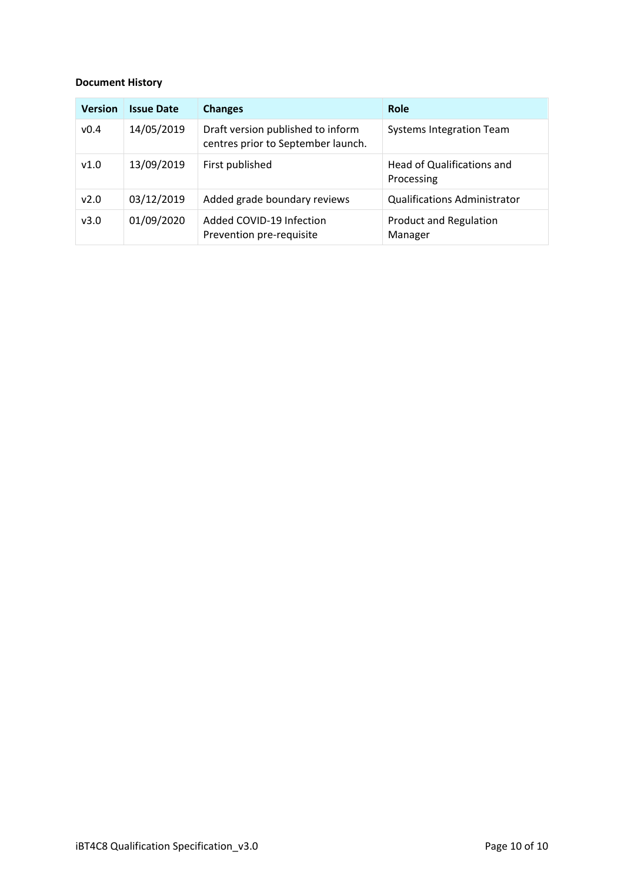**Document History**

| Version | Issue Date | Changes | Role |
| --- | --- | --- | --- |
| v0.4 | 14/05/2019 | Draft version published to inform centres prior to September launch. | Systems Integration Team |
| v1.0 | 13/09/2019 | First published | Head of Qualifications and Processing |
| v2.0 | 03/12/2019 | Added grade boundary reviews | Qualifications Administrator |
| v3.0 | 01/09/2020 | Added COVID-19 Infection Prevention pre-requisite | Product and Regulation Manager |